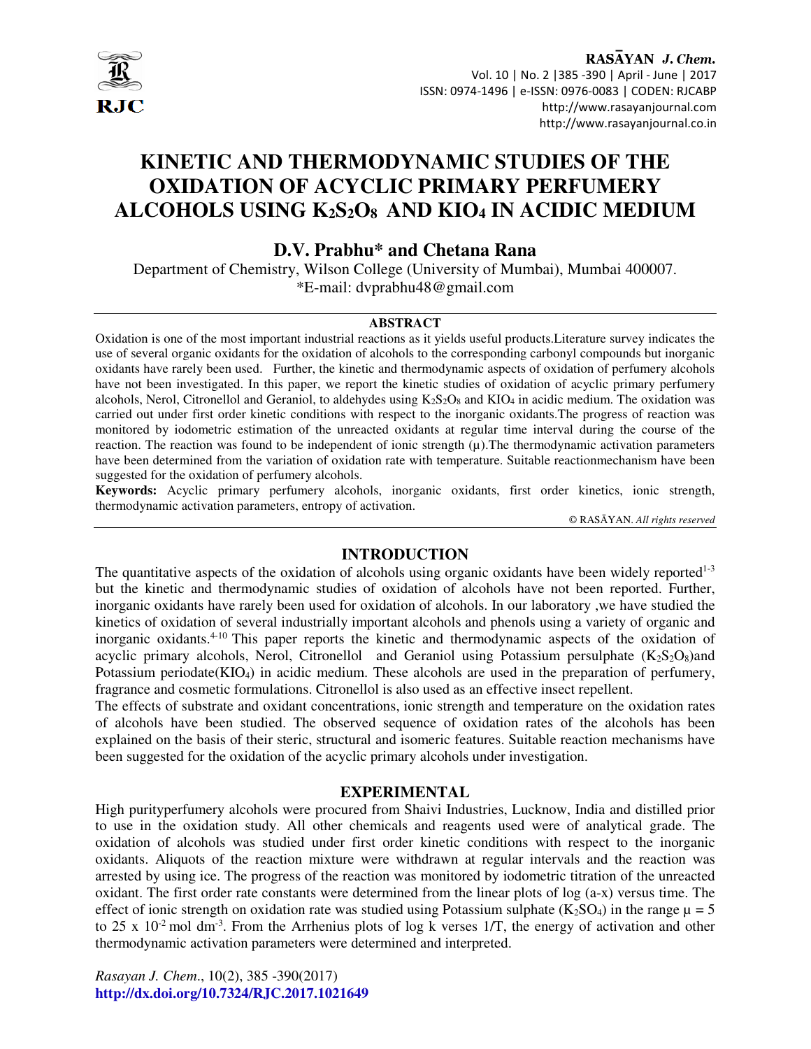# KINETIC AND THERMODYNAMIC STUDIES OF THE OXIDATION OF ACYCLIC PRIMARY PERFUMERY ALCOHOLS USING $K_2S_2O_8$ AND $KIO_4$ IN ACIDIC MEDIUM

## D.V. Prabhu* and Chetana Rana

Department of Chemistry, Wilson College (University of Mumbai), Mumbai 400007.
*E-mail: dvprabhu48@gmail.com

### ABSTRACT

Oxidation is one of the most important industrial reactions as it yields useful products.Literature survey indicates the use of several organic oxidants for the oxidation of alcohols to the corresponding carbonyl compounds but inorganic oxidants have rarely been used. Further, the kinetic and thermodynamic aspects of oxidation of perfumery alcohols have not been investigated. In this paper, we report the kinetic studies of oxidation of acyclic primary perfumery alcohols, Nerol, Citronellol and Geraniol, to aldehydes using $K_2S_2O_8$ and $KIO_4$ in acidic medium. The oxidation was carried out under first order kinetic conditions with respect to the inorganic oxidants.The progress of reaction was monitored by iodometric estimation of the unreacted oxidants at regular time interval during the course of the reaction. The reaction was found to be independent of ionic strength (μ).The thermodynamic activation parameters have been determined from the variation of oxidation rate with temperature. Suitable reactionmechanism have been suggested for the oxidation of perfumery alcohols.

**Keywords:** Acyclic primary perfumery alcohols, inorganic oxidants, first order kinetics, ionic strength, thermodynamic activation parameters, entropy of activation.

© RASĀYAN. *All rights reserved*

## INTRODUCTION

The quantitative aspects of the oxidation of alcohols using organic oxidants have been widely reported[1-3] but the kinetic and thermodynamic studies of oxidation of alcohols have not been reported. Further, inorganic oxidants have rarely been used for oxidation of alcohols. In our laboratory ,we have studied the kinetics of oxidation of several industrially important alcohols and phenols using a variety of organic and inorganic oxidants.[4-10] This paper reports the kinetic and thermodynamic aspects of the oxidation of acyclic primary alcohols, Nerol, Citronellol and Geraniol using Potassium persulphate ($K_2S_2O_8$)and Potassium periodate($KIO_4$) in acidic medium. These alcohols are used in the preparation of perfumery, fragrance and cosmetic formulations. Citronellol is also used as an effective insect repellent.

The effects of substrate and oxidant concentrations, ionic strength and temperature on the oxidation rates of alcohols have been studied. The observed sequence of oxidation rates of the alcohols has been explained on the basis of their steric, structural and isomeric features. Suitable reaction mechanisms have been suggested for the oxidation of the acyclic primary alcohols under investigation.

## EXPERIMENTAL

High purityperfumery alcohols were procured from Shaivi Industries, Lucknow, India and distilled prior to use in the oxidation study. All other chemicals and reagents used were of analytical grade. The oxidation of alcohols was studied under first order kinetic conditions with respect to the inorganic oxidants. Aliquots of the reaction mixture were withdrawn at regular intervals and the reaction was arrested by using ice. The progress of the reaction was monitored by iodometric titration of the unreacted oxidant. The first order rate constants were determined from the linear plots of log (a-x) versus time. The effect of ionic strength on oxidation rate was studied using Potassium sulphate ($K_2SO_4$) in the range μ = 5 to 25 x $10^{-2}$ mol $dm^{-3}$. From the Arrhenius plots of log k verses 1/T, the energy of activation and other thermodynamic activation parameters were determined and interpreted.

*Rasayan J. Chem.*, 10(2), 385 -390(2017)
**http://dx.doi.org/10.7324/RJC.2017.1021649**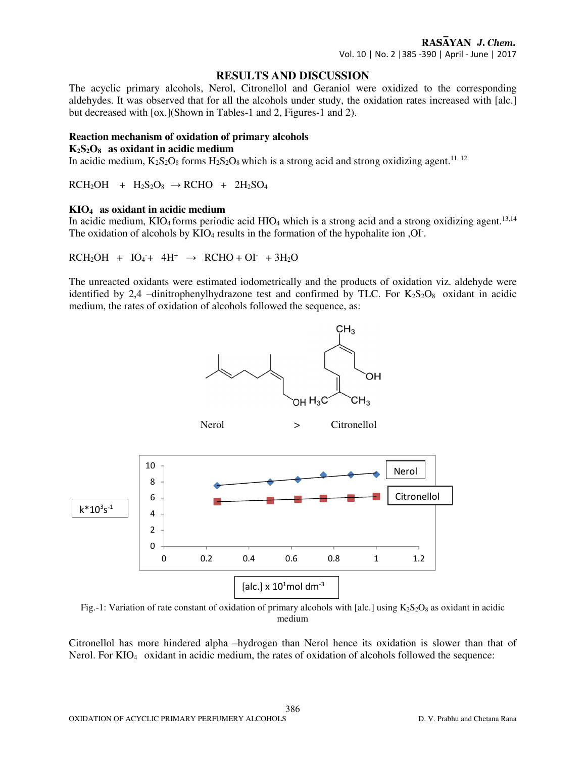## RESULTS AND DISCUSSION

The acyclic primary alcohols, Nerol, Citronellol and Geraniol were oxidized to the corresponding aldehydes. It was observed that for all the alcohols under study, the oxidation rates increased with [alc.] but decreased with [ox.](Shown in Tables-1 and 2, Figures-1 and 2).

**Reaction mechanism of oxidation of primary alcohols**

**$K_2S_2O_8$ as oxidant in acidic medium**

In acidic medium, $K_2S_2O_8$ forms $H_2S_2O_8$ which is a strong acid and strong oxidizing agent.[11, 12]

$$RCH_2OH + H_2S_2O_8 \rightarrow RCHO + 2H_2SO_4$$

**$KIO_4$ as oxidant in acidic medium**

In acidic medium, $KIO_4$ forms periodic acid $HIO_4$ which is a strong acid and a strong oxidizing agent.[13,14] The oxidation of alcohols by $KIO_4$ results in the formation of the hypohalite ion ,$OI^-$.

$$RCH_2OH + IO_4^- + 4H^+ \rightarrow RCHO + OI^- + 3H_2O$$

The unreacted oxidants were estimated iodometrically and the products of oxidation viz. aldehyde were identified by 2,4 –dinitrophenylhydrazone test and confirmed by TLC. For $K_2S_2O_8$ oxidant in acidic medium, the rates of oxidation of alcohols followed the sequence, as:

Nerol > Citronellol

Fig.-1: Variation of rate constant of oxidation of primary alcohols with [alc.] using $K_2S_2O_8$ as oxidant in acidic medium

Citronellol has more hindered alpha –hydrogen than Nerol hence its oxidation is slower than that of Nerol. For $KIO_4$ oxidant in acidic medium, the rates of oxidation of alcohols followed the sequence: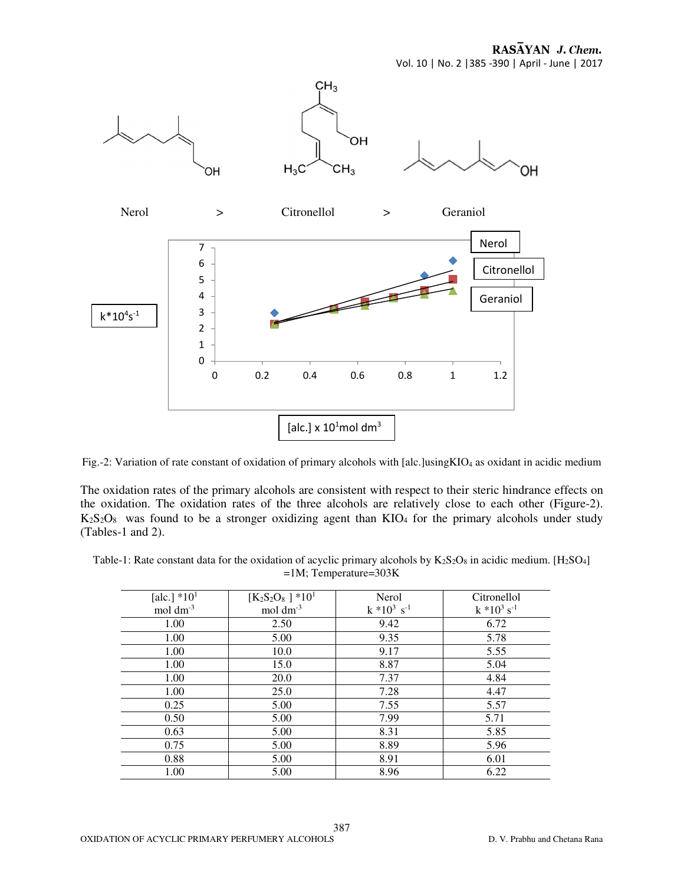Nerol > Citronellol > Geraniol

Fig.-2: Variation of rate constant of oxidation of primary alcohols with [alc.]using$KIO_4$ as oxidant in acidic medium

The oxidation rates of the primary alcohols are consistent with respect to their steric hindrance effects on the oxidation. The oxidation rates of the three alcohols are relatively close to each other (Figure-2). $K_2S_2O_8$ was found to be a stronger oxidizing agent than $KIO_4$ for the primary alcohols under study (Tables-1 and 2).

Table-1: Rate constant data for the oxidation of acyclic primary alcohols by $K_2S_2O_8$ in acidic medium. [$H_2SO_4$] =1M; Temperature=303K

| [alc.] $*10^1$ mol $dm^{-3}$ | [$K_2S_2O_8$ ] $*10^1$ mol $dm^{-3}$ | Nerol k $*10^3$ $s^{-1}$ | Citronellol k $*10^3$ $s^{-1}$ |
|---|---|---|---|
| 1.00 | 2.50 | 9.42 | 6.72 |
| 1.00 | 5.00 | 9.35 | 5.78 |
| 1.00 | 10.0 | 9.17 | 5.55 |
| 1.00 | 15.0 | 8.87 | 5.04 |
| 1.00 | 20.0 | 7.37 | 4.84 |
| 1.00 | 25.0 | 7.28 | 4.47 |
| 0.25 | 5.00 | 7.55 | 5.57 |
| 0.50 | 5.00 | 7.99 | 5.71 |
| 0.63 | 5.00 | 8.31 | 5.85 |
| 0.75 | 5.00 | 8.89 | 5.96 |
| 0.88 | 5.00 | 8.91 | 6.01 |
| 1.00 | 5.00 | 8.96 | 6.22 |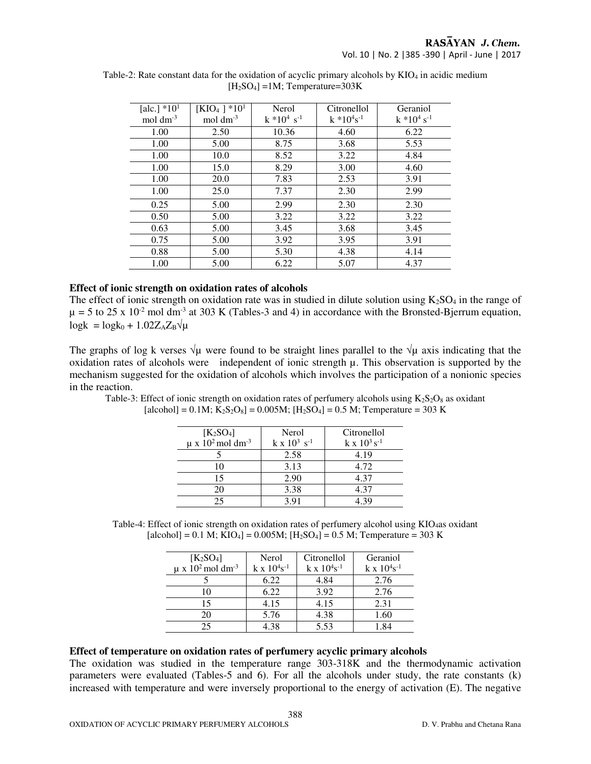Table-2: Rate constant data for the oxidation of acyclic primary alcohols by $KIO_4$ in acidic medium $[H_2SO_4]$ =1M; Temperature=303K

| [alc.] $*10^1$ mol $dm^{-3}$ | $[KIO_4]$ $*10^1$ mol $dm^{-3}$ | Nerol k $*10^4$ $s^{-1}$ | Citronellol k $*10^4 s^{-1}$ | Geraniol k $*10^4$ $s^{-1}$ |
|---|---|---|---|---|
| 1.00 | 2.50 | 10.36 | 4.60 | 6.22 |
| 1.00 | 5.00 | 8.75 | 3.68 | 5.53 |
| 1.00 | 10.0 | 8.52 | 3.22 | 4.84 |
| 1.00 | 15.0 | 8.29 | 3.00 | 4.60 |
| 1.00 | 20.0 | 7.83 | 2.53 | 3.91 |
| 1.00 | 25.0 | 7.37 | 2.30 | 2.99 |
| 0.25 | 5.00 | 2.99 | 2.30 | 2.30 |
| 0.50 | 5.00 | 3.22 | 3.22 | 3.22 |
| 0.63 | 5.00 | 3.45 | 3.68 | 3.45 |
| 0.75 | 5.00 | 3.92 | 3.95 | 3.91 |
| 0.88 | 5.00 | 5.30 | 4.38 | 4.14 |
| 1.00 | 5.00 | 6.22 | 5.07 | 4.37 |

### Effect of ionic strength on oxidation rates of alcohols

The effect of ionic strength on oxidation rate was in studied in dilute solution using $K_2SO_4$ in the range of $\mu$ = 5 to 25 x $10^{-2}$ mol $dm^{-3}$ at 303 K (Tables-3 and 4) in accordance with the Bronsted-Bjerrum equation, $\log k = \log k_0 + 1.02 Z_A Z_B \sqrt{\mu}$

The graphs of log k verses $\sqrt{\mu}$ were found to be straight lines parallel to the $\sqrt{\mu}$ axis indicating that the oxidation rates of alcohols were independent of ionic strength $\mu$. This observation is supported by the mechanism suggested for the oxidation of alcohols which involves the participation of a nonionic species in the reaction.

Table-3: Effect of ionic strength on oxidation rates of perfumery alcohols using $K_2S_2O_8$ as oxidant [alcohol] = 0.1M; $K_2S_2O_8$] = 0.005M; $[H_2SO_4]$ = 0.5 M; Temperature = 303 K

| $[K_2SO_4]$ $\mu$ x $10^2$ mol $dm^{-3}$ | Nerol k x $10^3$ $s^{-1}$ | Citronellol k x $10^3 s^{-1}$ |
|---|---|---|
| 5 | 2.58 | 4.19 |
| 10 | 3.13 | 4.72 |
| 15 | 2.90 | 4.37 |
| 20 | 3.38 | 4.37 |
| 25 | 3.91 | 4.39 |

Table-4: Effect of ionic strength on oxidation rates of perfumery alcohol using $KIO_4$as oxidant [alcohol] = 0.1 M; $KIO_4$] = 0.005M; $[H_2SO_4]$ = 0.5 M; Temperature = 303 K

| $[K_2SO_4]$ $\mu$ x $10^2$ mol $dm^{-3}$ | Nerol k x $10^4 s^{-1}$ | Citronellol k x $10^4 s^{-1}$ | Geraniol k x $10^4 s^{-1}$ |
|---|---|---|---|
| 5 | 6.22 | 4.84 | 2.76 |
| 10 | 6.22 | 3.92 | 2.76 |
| 15 | 4.15 | 4.15 | 2.31 |
| 20 | 5.76 | 4.38 | 1.60 |
| 25 | 4.38 | 5.53 | 1.84 |

### Effect of temperature on oxidation rates of perfumery acyclic primary alcohols

The oxidation was studied in the temperature range 303-318K and the thermodynamic activation parameters were evaluated (Tables-5 and 6). For all the alcohols under study, the rate constants (k) increased with temperature and were inversely proportional to the energy of activation (E). The negative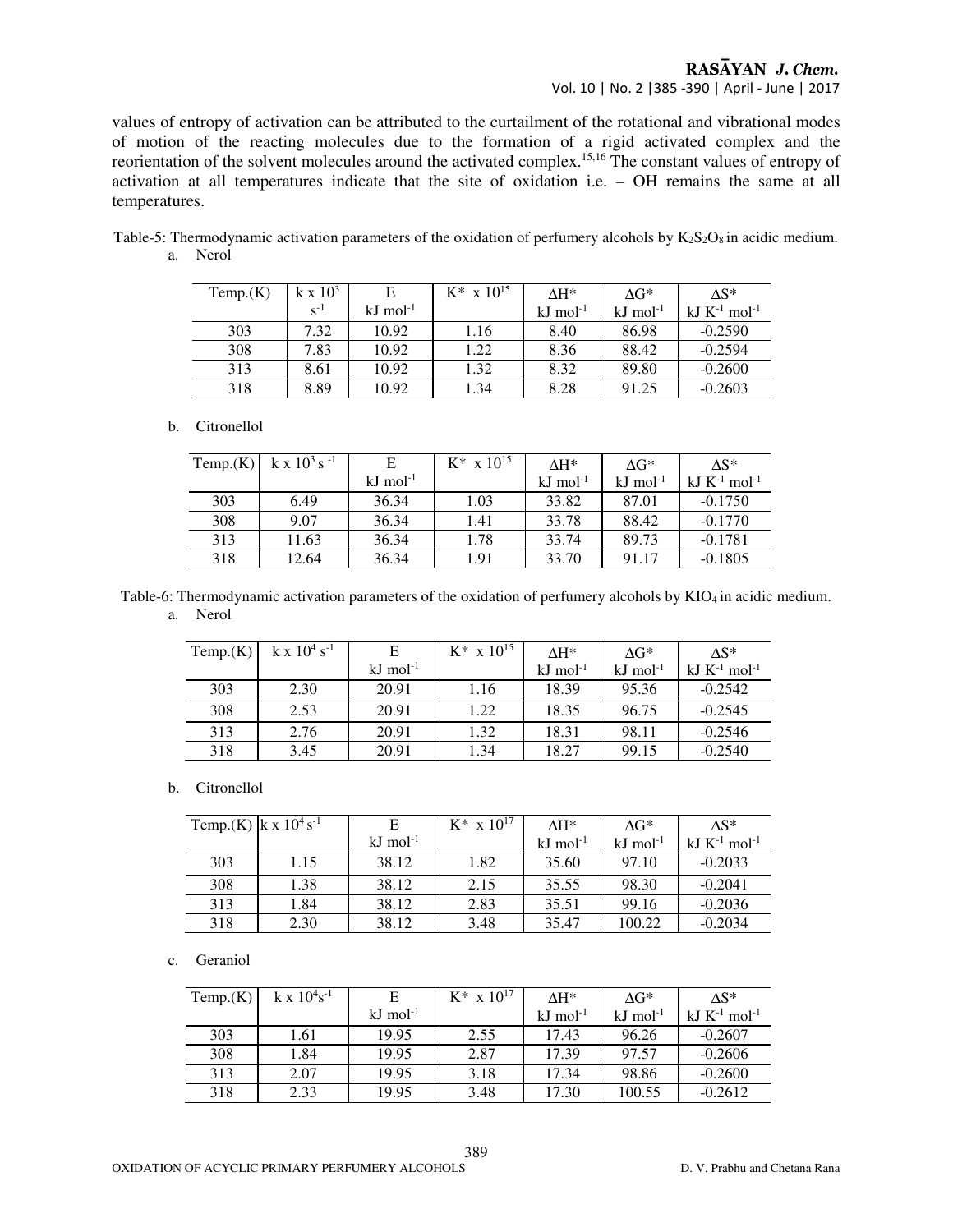values of entropy of activation can be attributed to the curtailment of the rotational and vibrational modes of motion of the reacting molecules due to the formation of a rigid activated complex and the reorientation of the solvent molecules around the activated complex.[15,16] The constant values of entropy of activation at all temperatures indicate that the site of oxidation i.e. – OH remains the same at all temperatures.

Table-5: Thermodynamic activation parameters of the oxidation of perfumery alcohols by $K_2S_2O_8$ in acidic medium.

a. Nerol

| Temp.(K) | k x $10^3$ $s^{-1}$ | E kJ $mol^{-1}$ | K* x $10^{15}$ | ΔH* kJ $mol^{-1}$ | ΔG* kJ $mol^{-1}$ | ΔS* kJ $K^{-1}$ $mol^{-1}$ |
|---|---|---|---|---|---|---|
| 303 | 7.32 | 10.92 | 1.16 | 8.40 | 86.98 | -0.2590 |
| 308 | 7.83 | 10.92 | 1.22 | 8.36 | 88.42 | -0.2594 |
| 313 | 8.61 | 10.92 | 1.32 | 8.32 | 89.80 | -0.2600 |
| 318 | 8.89 | 10.92 | 1.34 | 8.28 | 91.25 | -0.2603 |

b. Citronellol

| Temp.(K) | k x $10^3$ $s^{-1}$ | E kJ $mol^{-1}$ | K* x $10^{15}$ | ΔH* kJ $mol^{-1}$ | ΔG* kJ $mol^{-1}$ | ΔS* kJ $K^{-1}$ $mol^{-1}$ |
|---|---|---|---|---|---|---|
| 303 | 6.49 | 36.34 | 1.03 | 33.82 | 87.01 | -0.1750 |
| 308 | 9.07 | 36.34 | 1.41 | 33.78 | 88.42 | -0.1770 |
| 313 | 11.63 | 36.34 | 1.78 | 33.74 | 89.73 | -0.1781 |
| 318 | 12.64 | 36.34 | 1.91 | 33.70 | 91.17 | -0.1805 |

Table-6: Thermodynamic activation parameters of the oxidation of perfumery alcohols by $KIO_4$ in acidic medium.

a. Nerol

| Temp.(K) | k x $10^4$ $s^{-1}$ | E kJ $mol^{-1}$ | K* x $10^{15}$ | ΔH* kJ $mol^{-1}$ | ΔG* kJ $mol^{-1}$ | ΔS* kJ $K^{-1}$ $mol^{-1}$ |
|---|---|---|---|---|---|---|
| 303 | 2.30 | 20.91 | 1.16 | 18.39 | 95.36 | -0.2542 |
| 308 | 2.53 | 20.91 | 1.22 | 18.35 | 96.75 | -0.2545 |
| 313 | 2.76 | 20.91 | 1.32 | 18.31 | 98.11 | -0.2546 |
| 318 | 3.45 | 20.91 | 1.34 | 18.27 | 99.15 | -0.2540 |

b. Citronellol

| Temp.(K) | k x $10^4$ $s^{-1}$ | E kJ $mol^{-1}$ | K* x $10^{17}$ | ΔH* kJ $mol^{-1}$ | ΔG* kJ $mol^{-1}$ | ΔS* kJ $K^{-1}$ $mol^{-1}$ |
|---|---|---|---|---|---|---|
| 303 | 1.15 | 38.12 | 1.82 | 35.60 | 97.10 | -0.2033 |
| 308 | 1.38 | 38.12 | 2.15 | 35.55 | 98.30 | -0.2041 |
| 313 | 1.84 | 38.12 | 2.83 | 35.51 | 99.16 | -0.2036 |
| 318 | 2.30 | 38.12 | 3.48 | 35.47 | 100.22 | -0.2034 |

c. Geraniol

| Temp.(K) | k x $10^4$ $s^{-1}$ | E kJ $mol^{-1}$ | K* x $10^{17}$ | ΔH* kJ $mol^{-1}$ | ΔG* kJ $mol^{-1}$ | ΔS* kJ $K^{-1}$ $mol^{-1}$ |
|---|---|---|---|---|---|---|
| 303 | 1.61 | 19.95 | 2.55 | 17.43 | 96.26 | -0.2607 |
| 308 | 1.84 | 19.95 | 2.87 | 17.39 | 97.57 | -0.2606 |
| 313 | 2.07 | 19.95 | 3.18 | 17.34 | 98.86 | -0.2600 |
| 318 | 2.33 | 19.95 | 3.48 | 17.30 | 100.55 | -0.2612 |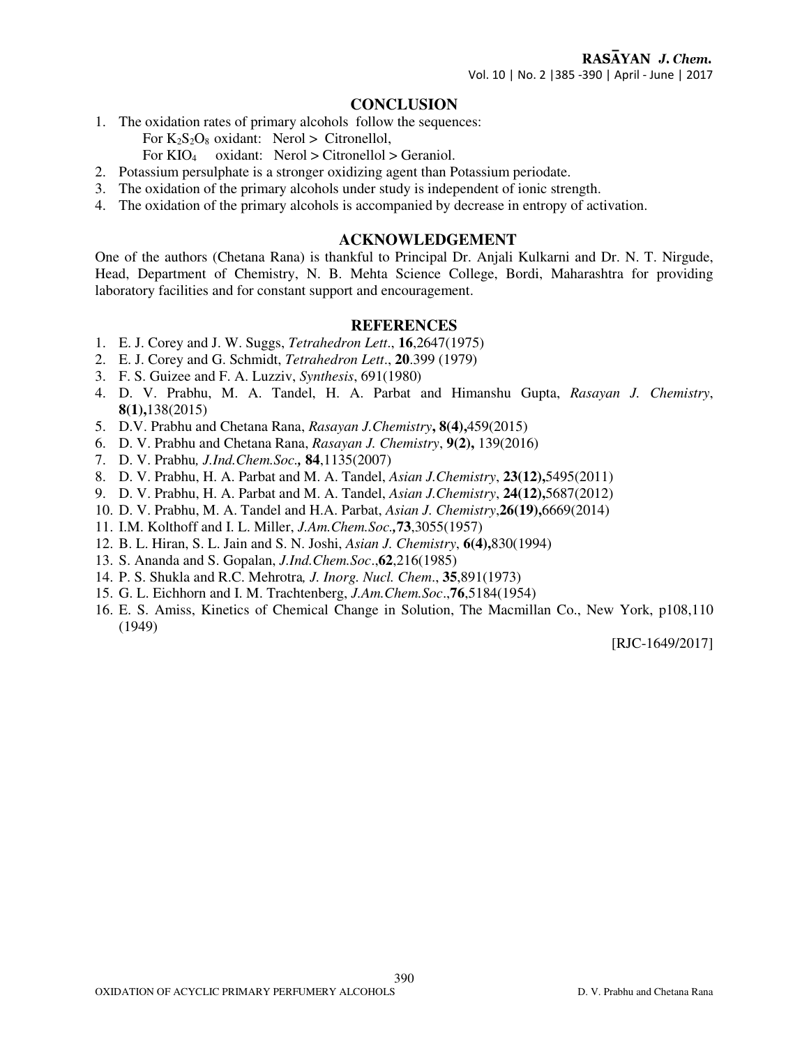## CONCLUSION

1. The oxidation rates of primary alcohols follow the sequences:
   For $K_2S_2O_8$ oxidant: Nerol > Citronellol,
   For $KIO_4$ oxidant: Nerol > Citronellol > Geraniol.
2. Potassium persulphate is a stronger oxidizing agent than Potassium periodate.
3. The oxidation of the primary alcohols under study is independent of ionic strength.
4. The oxidation of the primary alcohols is accompanied by decrease in entropy of activation.

## ACKNOWLEDGEMENT

One of the authors (Chetana Rana) is thankful to Principal Dr. Anjali Kulkarni and Dr. N. T. Nirgude, Head, Department of Chemistry, N. B. Mehta Science College, Bordi, Maharashtra for providing laboratory facilities and for constant support and encouragement.

## REFERENCES

1. E. J. Corey and J. W. Suggs, *Tetrahedron Lett*., **16**,2647(1975)
2. E. J. Corey and G. Schmidt, *Tetrahedron Lett*., **20**.399 (1979)
3. F. S. Guizee and F. A. Luzziv, *Synthesis*, 691(1980)
4. D. V. Prabhu, M. A. Tandel, H. A. Parbat and Himanshu Gupta, *Rasayan J. Chemistry*, **8(1),**138(2015)
5. D.V. Prabhu and Chetana Rana, *Rasayan J.Chemistry*, **8(4),**459(2015)
6. D. V. Prabhu and Chetana Rana, *Rasayan J. Chemistry*, **9(2),** 139(2016)
7. D. V. Prabhu*, J.Ind.Chem.Soc*.*,* **84**,1135(2007)
8. D. V. Prabhu, H. A. Parbat and M. A. Tandel, *Asian J.Chemistry*, **23(12),**5495(2011)
9. D. V. Prabhu, H. A. Parbat and M. A. Tandel, *Asian J.Chemistry*, **24(12),**5687(2012)
10. D. V. Prabhu, M. A. Tandel and H.A. Parbat, *Asian J. Chemistry*,**26(19),**6669(2014)
11. I.M. Kolthoff and I. L. Miller, *J.Am.Chem.Soc*.**,73**,3055(1957)
12. B. L. Hiran, S. L. Jain and S. N. Joshi, *Asian J. Chemistry*, **6(4),**830(1994)
13. S. Ananda and S. Gopalan, *J.Ind.Chem.Soc*.,**62**,216(1985)
14. P. S. Shukla and R.C. Mehrotra*, J. Inorg. Nucl. Chem*., **35**,891(1973)
15. G. L. Eichhorn and I. M. Trachtenberg, *J.Am.Chem.Soc*.,**76**,5184(1954)
16. E. S. Amiss, Kinetics of Chemical Change in Solution, The Macmillan Co., New York, p108,110 (1949)

[RJC-1649/2017]